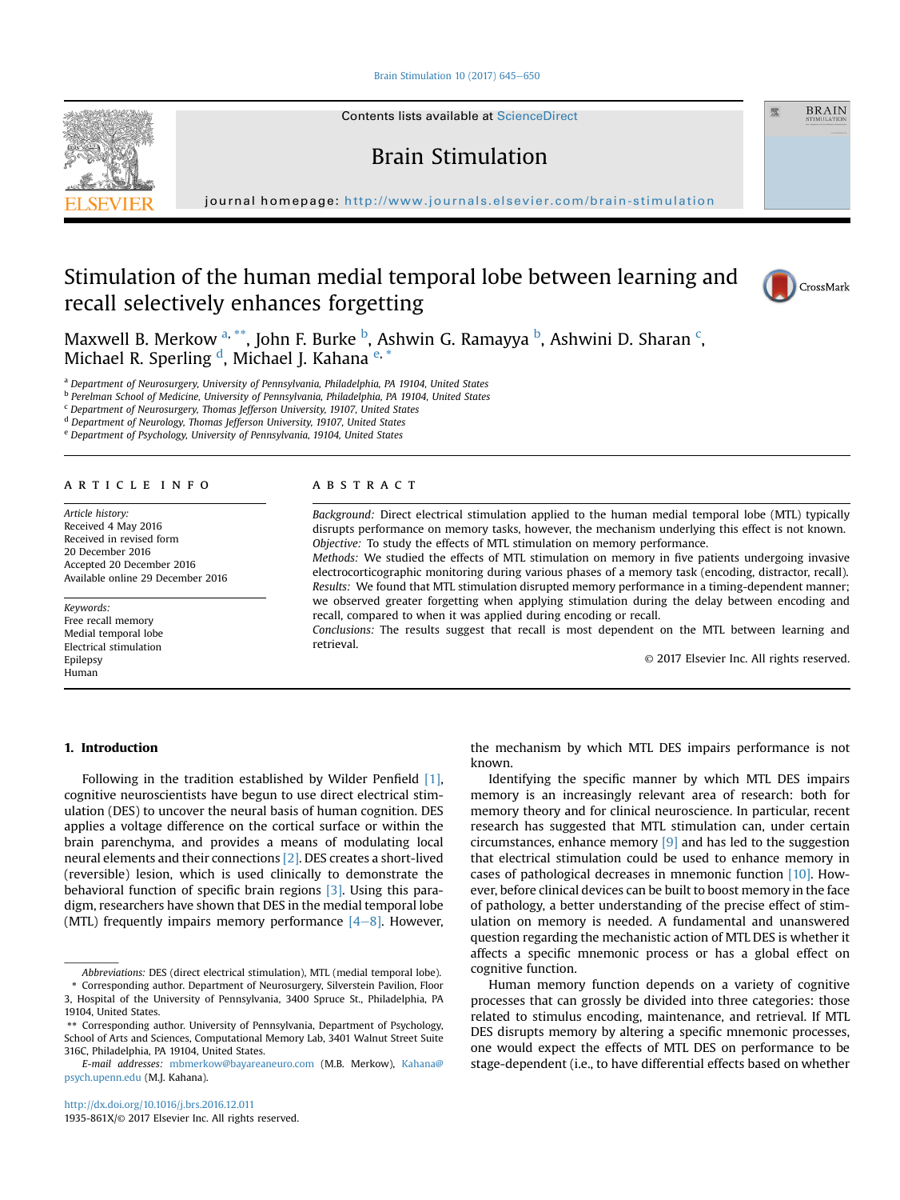# Stimulation of the human medial temporal lobe between learning and recall selectively enhances forgetting

Maxwell B. Merkow [a, **], John F. Burke [b], Ashwin G. Ramayya [b], Ashwini D. Sharan [c], Michael R. Sperling [d], Michael J. Kahana [e, *]

[a] Department of Neurosurgery, University of Pennsylvania, Philadelphia, PA 19104, United States
[b] Perelman School of Medicine, University of Pennsylvania, Philadelphia, PA 19104, United States
[c] Department of Neurosurgery, Thomas Jefferson University, 19107, United States
[d] Department of Neurology, Thomas Jefferson University, 19107, United States
[e] Department of Psychology, University of Pennsylvania, 19104, United States

## ARTICLE INFO

*Article history:*
Received 4 May 2016
Received in revised form
20 December 2016
Accepted 20 December 2016
Available online 29 December 2016

*Keywords:*
Free recall memory
Medial temporal lobe
Electrical stimulation
Epilepsy
Human

## ABSTRACT

*Background:* Direct electrical stimulation applied to the human medial temporal lobe (MTL) typically disrupts performance on memory tasks, however, the mechanism underlying this effect is not known.
*Objective:* To study the effects of MTL stimulation on memory performance.
*Methods:* We studied the effects of MTL stimulation on memory in five patients undergoing invasive electrocorticographic monitoring during various phases of a memory task (encoding, distractor, recall).
*Results:* We found that MTL stimulation disrupted memory performance in a timing-dependent manner; we observed greater forgetting when applying stimulation during the delay between encoding and recall, compared to when it was applied during encoding or recall.
*Conclusions:* The results suggest that recall is most dependent on the MTL between learning and retrieval.

© 2017 Elsevier Inc. All rights reserved.

## 1. Introduction

Following in the tradition established by Wilder Penfield [1], cognitive neuroscientists have begun to use direct electrical stimulation (DES) to uncover the neural basis of human cognition. DES applies a voltage difference on the cortical surface or within the brain parenchyma, and provides a means of modulating local neural elements and their connections [2]. DES creates a short-lived (reversible) lesion, which is used clinically to demonstrate the behavioral function of specific brain regions [3]. Using this paradigm, researchers have shown that DES in the medial temporal lobe (MTL) frequently impairs memory performance [4–8]. However, the mechanism by which MTL DES impairs performance is not known.

Identifying the specific manner by which MTL DES impairs memory is an increasingly relevant area of research: both for memory theory and for clinical neuroscience. In particular, recent research has suggested that MTL stimulation can, under certain circumstances, enhance memory [9] and has led to the suggestion that electrical stimulation could be used to enhance memory in cases of pathological decreases in mnemonic function [10]. However, before clinical devices can be built to boost memory in the face of pathology, a better understanding of the precise effect of stimulation on memory is needed. A fundamental and unanswered question regarding the mechanistic action of MTL DES is whether it affects a specific mnemonic process or has a global effect on cognitive function.

Human memory function depends on a variety of cognitive processes that can grossly be divided into three categories: those related to stimulus encoding, maintenance, and retrieval. If MTL DES disrupts memory by altering a specific mnemonic processes, one would expect the effects of MTL DES on performance to be stage-dependent (i.e., to have differential effects based on whether

---

Abbreviations: DES (direct electrical stimulation), MTL (medial temporal lobe).
\* Corresponding author. Department of Neurosurgery, Silverstein Pavilion, Floor 3, Hospital of the University of Pennsylvania, 3400 Spruce St., Philadelphia, PA 19104, United States.
\*\* Corresponding author. University of Pennsylvania, Department of Psychology, School of Arts and Sciences, Computational Memory Lab, 3401 Walnut Street Suite 316C, Philadelphia, PA 19104, United States.
E-mail addresses: mbmerkow@bayareaneuro.com (M.B. Merkow), Kahana@psych.upenn.edu (M.J. Kahana).

http://dx.doi.org/10.1016/j.brs.2016.12.011
1935-861X/© 2017 Elsevier Inc. All rights reserved.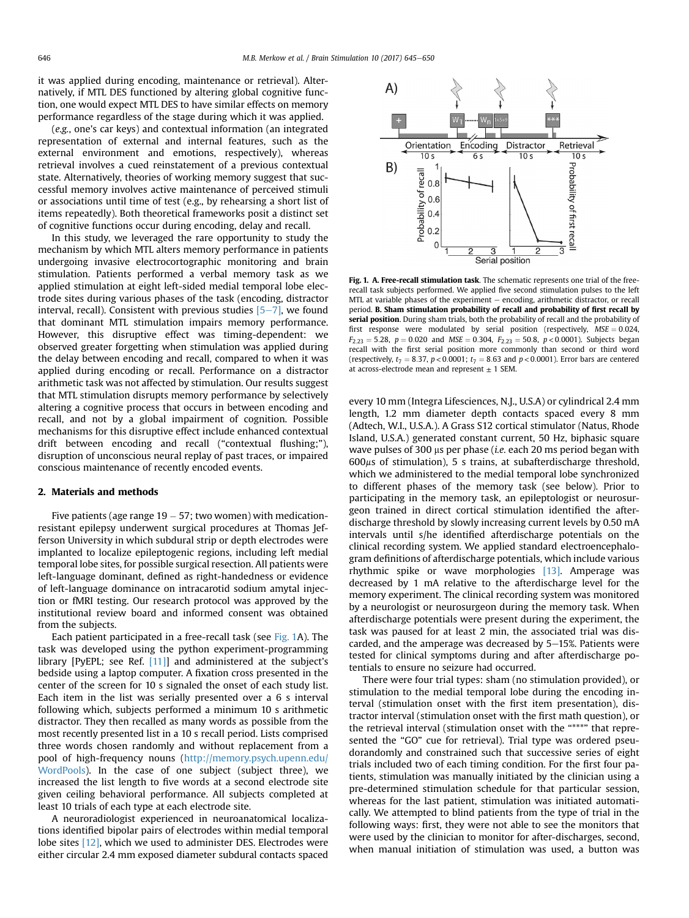it was applied during encoding, maintenance or retrieval). Alternatively, if MTL DES functioned by altering global cognitive function, one would expect MTL DES to have similar effects on memory performance regardless of the stage during which it was applied.

(*e.g.*, one's car keys) and contextual information (an integrated representation of external and internal features, such as the external environment and emotions, respectively), whereas retrieval involves a cued reinstatement of a previous contextual state. Alternatively, theories of working memory suggest that successful memory involves active maintenance of perceived stimuli or associations until time of test (e.g., by rehearsing a short list of items repeatedly). Both theoretical frameworks posit a distinct set of cognitive functions occur during encoding, delay and recall.

In this study, we leveraged the rare opportunity to study the mechanism by which MTL alters memory performance in patients undergoing invasive electrocortographic monitoring and brain stimulation. Patients performed a verbal memory task as we applied stimulation at eight left-sided medial temporal lobe electrode sites during various phases of the task (encoding, distractor interval, recall). Consistent with previous studies [5–7], we found that dominant MTL stimulation impairs memory performance. However, this disruptive effect was timing-dependent: we observed greater forgetting when stimulation was applied during the delay between encoding and recall, compared to when it was applied during encoding or recall. Performance on a distractor arithmetic task was not affected by stimulation. Our results suggest that MTL stimulation disrupts memory performance by selectively altering a cognitive process that occurs in between encoding and recall, and not by a global impairment of cognition. Possible mechanisms for this disruptive effect include enhanced contextual drift between encoding and recall ("contextual flushing;"), disruption of unconscious neural replay of past traces, or impaired conscious maintenance of recently encoded events.

## 2. Materials and methods

Five patients (age range 19 – 57; two women) with medication-resistant epilepsy underwent surgical procedures at Thomas Jefferson University in which subdural strip or depth electrodes were implanted to localize epileptogenic regions, including left medial temporal lobe sites, for possible surgical resection. All patients were left-language dominant, defined as right-handedness or evidence of left-language dominance on intracarotid sodium amytal injection or fMRI testing. Our research protocol was approved by the institutional review board and informed consent was obtained from the subjects.

Each patient participated in a free-recall task (see Fig. 1A). The task was developed using the python experiment-programming library [PyEPL; see Ref. [11]] and administered at the subject's bedside using a laptop computer. A fixation cross presented in the center of the screen for 10 s signaled the onset of each study list. Each item in the list was serially presented over a 6 s interval following which, subjects performed a minimum 10 s arithmetic distractor. They then recalled as many words as possible from the most recently presented list in a 10 s recall period. Lists comprised three words chosen randomly and without replacement from a pool of high-frequency nouns (http://memory.psych.upenn.edu/WordPools). In the case of one subject (subject three), we increased the list length to five words at a second electrode site given ceiling behavioral performance. All subjects completed at least 10 trials of each type at each electrode site.

A neuroradiologist experienced in neuroanatomical localizations identified bipolar pairs of electrodes within medial temporal lobe sites [12], which we used to administer DES. Electrodes were either circular 2.4 mm exposed diameter subdural contacts spaced every 10 mm (Integra Lifesciences, N.J., U.S.A) or cylindrical 2.4 mm length, 1.2 mm diameter depth contacts spaced every 8 mm (Adtech, W.I., U.S.A.). A Grass S12 cortical stimulator (Natus, Rhode Island, U.S.A.) generated constant current, 50 Hz, biphasic square wave pulses of 300 μs per phase (*i.e.* each 20 ms period began with 600μs of stimulation), 5 s trains, at subafterdischarge threshold, which we administered to the medial temporal lobe synchronized to different phases of the memory task (see below). Prior to participating in the memory task, an epileptologist or neurosurgeon trained in direct cortical stimulation identified the afterdischarge threshold by slowly increasing current levels by 0.50 mA intervals until s/he identified afterdischarge potentials on the clinical recording system. We applied standard electroencephalogram definitions of afterdischarge potentials, which include various rhythmic spike or wave morphologies [13]. Amperage was decreased by 1 mA relative to the afterdischarge level for the memory experiment. The clinical recording system was monitored by a neurologist or neurosurgeon during the memory task. When afterdischarge potentials were present during the experiment, the task was paused for at least 2 min, the associated trial was discarded, and the amperage was decreased by 5–15%. Patients were tested for clinical symptoms during and after afterdischarge potentials to ensure no seizure had occurred.

A)

W1 ... Wn 1+5+9 ***

Orientation 10 s | Encoding 6 s | Distractor 10 s | Retrieval 10 s

B)

Probability of recall

1 0.8 0.6 0.4 0.2 0

1 2 3 1 2 3

Serial position

Probability of first recall

**Fig. 1. A. Free-recall stimulation task**. The schematic represents one trial of the free-recall task subjects performed. We applied five second stimulation pulses to the left MTL at variable phases of the experiment – encoding, arithmetic distractor, or recall period. **B. Sham stimulation probability of recall and probability of first recall by serial position**. During sham trials, both the probability of recall and the probability of first response were modulated by serial position (respectively, $MSE = 0.024$, $F_{2,23} = 5.28$, $p = 0.020$ and $MSE = 0.304$, $F_{2,23} = 50.8$, $p < 0.0001$). Subjects began recall with the first serial position more commonly than second or third word (respectively, $t_7 = 8.37$, $p < 0.0001$; $t_7 = 8.63$ and $p < 0.0001$). Error bars are centered at across-electrode mean and represent ± 1 SEM.

There were four trial types: sham (no stimulation provided), or stimulation to the medial temporal lobe during the encoding interval (stimulation onset with the first item presentation), distractor interval (stimulation onset with the first math question), or the retrieval interval (stimulation onset with the "***" that represented the "GO" cue for retrieval). Trial type was ordered pseudorandomly and constrained such that successive series of eight trials included two of each timing condition. For the first four patients, stimulation was manually initiated by the clinician using a pre-determined stimulation schedule for that particular session, whereas for the last patient, stimulation was initiated automatically. We attempted to blind patients from the type of trial in the following ways: first, they were not able to see the monitors that were used by the clinician to monitor for after-discharges, second, when manual initiation of stimulation was used, a button was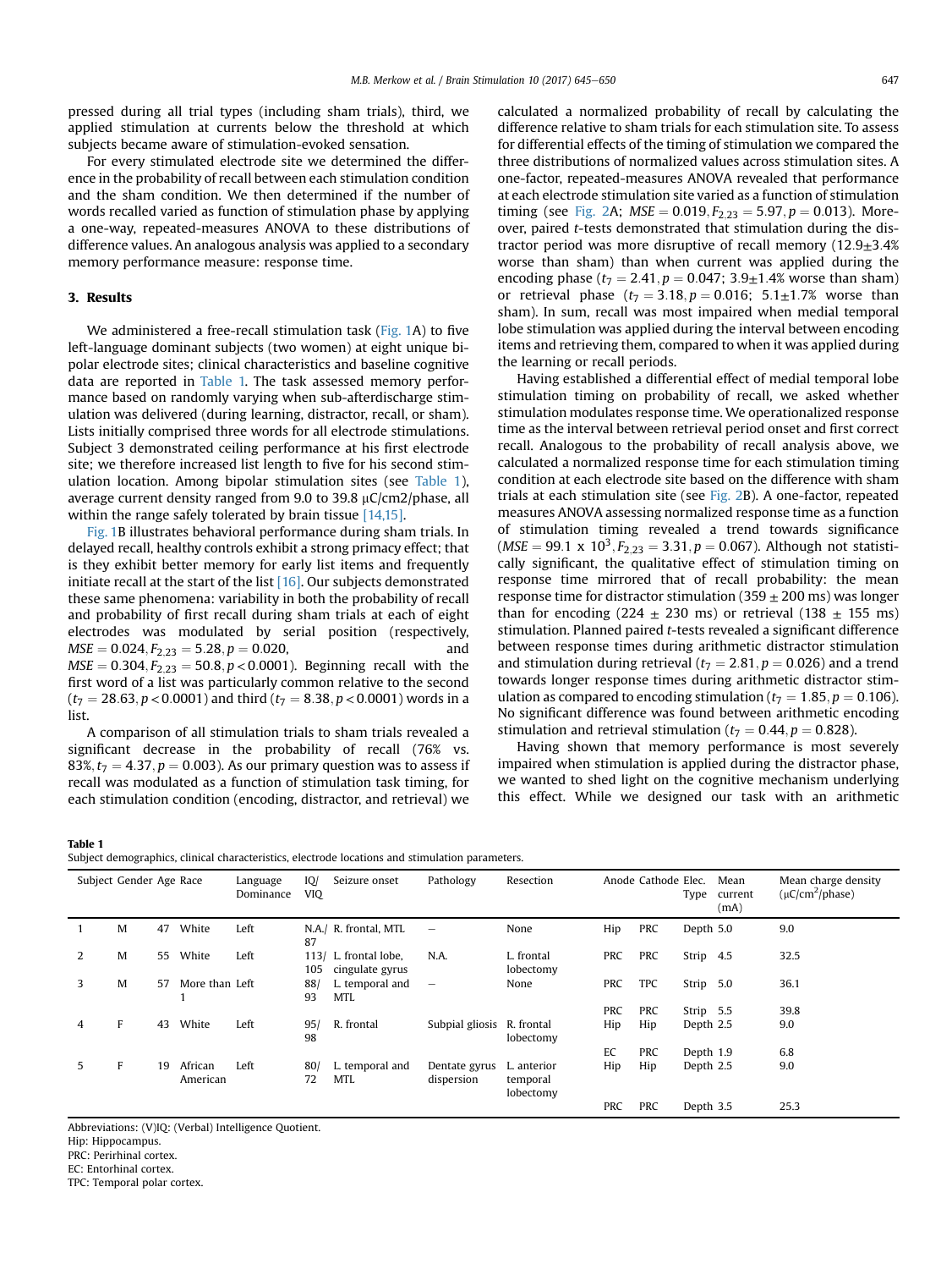pressed during all trial types (including sham trials), third, we applied stimulation at currents below the threshold at which subjects became aware of stimulation-evoked sensation.

For every stimulated electrode site we determined the difference in the probability of recall between each stimulation condition and the sham condition. We then determined if the number of words recalled varied as function of stimulation phase by applying a one-way, repeated-measures ANOVA to these distributions of difference values. An analogous analysis was applied to a secondary memory performance measure: response time.

## 3. Results

We administered a free-recall stimulation task (Fig. 1A) to five left-language dominant subjects (two women) at eight unique bipolar electrode sites; clinical characteristics and baseline cognitive data are reported in Table 1. The task assessed memory performance based on randomly varying when sub-afterdischarge stimulation was delivered (during learning, distractor, recall, or sham). Lists initially comprised three words for all electrode stimulations. Subject 3 demonstrated ceiling performance at his first electrode site; we therefore increased list length to five for his second stimulation location. Among bipolar stimulation sites (see Table 1), average current density ranged from 9.0 to 39.8 μC/cm2/phase, all within the range safely tolerated by brain tissue [14,15].

Fig. 1B illustrates behavioral performance during sham trials. In delayed recall, healthy controls exhibit a strong primacy effect; that is they exhibit better memory for early list items and frequently initiate recall at the start of the list [16]. Our subjects demonstrated these same phenomena: variability in both the probability of recall and probability of first recall during sham trials at each of eight electrodes was modulated by serial position (respectively, $MSE = 0.024, F_{2,23} = 5.28, p = 0.020$, and $MSE = 0.304, F_{2,23} = 50.8, p < 0.0001$). Beginning recall with the first word of a list was particularly common relative to the second ($t_7 = 28.63, p < 0.0001$) and third ($t_7 = 8.38, p < 0.0001$) words in a list.

A comparison of all stimulation trials to sham trials revealed a significant decrease in the probability of recall (76% vs. 83%, $t_7 = 4.37, p = 0.003$). As our primary question was to assess if recall was modulated as a function of stimulation task timing, for each stimulation condition (encoding, distractor, and retrieval) we calculated a normalized probability of recall by calculating the difference relative to sham trials for each stimulation site. To assess for differential effects of the timing of stimulation we compared the three distributions of normalized values across stimulation sites. A one-factor, repeated-measures ANOVA revealed that performance at each electrode stimulation site varied as a function of stimulation timing (see Fig. 2A; $MSE = 0.019, F_{2,23} = 5.97, p = 0.013$). Moreover, paired *t*-tests demonstrated that stimulation during the distractor period was more disruptive of recall memory (12.9±3.4% worse than sham) than when current was applied during the encoding phase ($t_7 = 2.41, p = 0.047$; 3.9±1.4% worse than sham) or retrieval phase ($t_7 = 3.18, p = 0.016$; 5.1±1.7% worse than sham). In sum, recall was most impaired when medial temporal lobe stimulation was applied during the interval between encoding items and retrieving them, compared to when it was applied during the learning or recall periods.

Having established a differential effect of medial temporal lobe stimulation timing on probability of recall, we asked whether stimulation modulates response time. We operationalized response time as the interval between retrieval period onset and first correct recall. Analogous to the probability of recall analysis above, we calculated a normalized response time for each stimulation timing condition at each electrode site based on the difference with sham trials at each stimulation site (see Fig. 2B). A one-factor, repeated measures ANOVA assessing normalized response time as a function of stimulation timing revealed a trend towards significance ($MSE = 99.1 \times 10^3, F_{2,23} = 3.31, p = 0.067$). Although not statistically significant, the qualitative effect of stimulation timing on response time mirrored that of recall probability: the mean response time for distractor stimulation (359 ± 200 ms) was longer than for encoding (224 ± 230 ms) or retrieval (138 ± 155 ms) stimulation. Planned paired *t*-tests revealed a significant difference between response times during arithmetic distractor stimulation and stimulation during retrieval ($t_7 = 2.81, p = 0.026$) and a trend towards longer response times during arithmetic distractor stimulation as compared to encoding stimulation ($t_7 = 1.85, p = 0.106$). No significant difference was found between arithmetic encoding stimulation and retrieval stimulation ($t_7 = 0.44, p = 0.828$).

Having shown that memory performance is most severely impaired when stimulation is applied during the distractor phase, we wanted to shed light on the cognitive mechanism underlying this effect. While we designed our task with an arithmetic

**Table 1**
Subject demographics, clinical characteristics, electrode locations and stimulation parameters.

| Subject | Gender | Age | Race | Language Dominance | IQ/VIQ | Seizure onset | Pathology | Resection | Anode | Cathode | Elec. Type | Mean current (mA) | Mean charge density (μC/cm²/phase) |
|---|---|---|---|---|---|---|---|---|---|---|---|---|---|
| 1 | M | 47 | White | Left | N.A./87 | R. frontal, MTL | – | None | Hip | PRC | Depth | 5.0 | 9.0 |
| 2 | M | 55 | White | Left | 113/105 | L. frontal lobe, cingulate gyrus | N.A. | L. frontal lobectomy | PRC | PRC | Strip | 4.5 | 32.5 |
| 3 | M | 57 | More than 1 | Left | 88/93 | L. temporal and MTL | – | None | PRC | TPC | Strip | 5.0 | 36.1 |
| | | | | | | | | | PRC | PRC | Strip | 5.5 | 39.8 |
| 4 | F | 43 | White | Left | 95/98 | R. frontal | Subpial gliosis | R. frontal lobectomy | Hip | Hip | Depth | 2.5 | 9.0 |
| | | | | | | | | | EC | PRC | Depth | 1.9 | 6.8 |
| 5 | F | 19 | African American | Left | 80/72 | L. temporal and MTL | Dentate gyrus dispersion | L. anterior temporal lobectomy | Hip | Hip | Depth | 2.5 | 9.0 |
| | | | | | | | | | PRC | PRC | Depth | 3.5 | 25.3 |

Abbreviations: (V)IQ: (Verbal) Intelligence Quotient.
Hip: Hippocampus.
PRC: Perirhinal cortex.
EC: Entorhinal cortex.
TPC: Temporal polar cortex.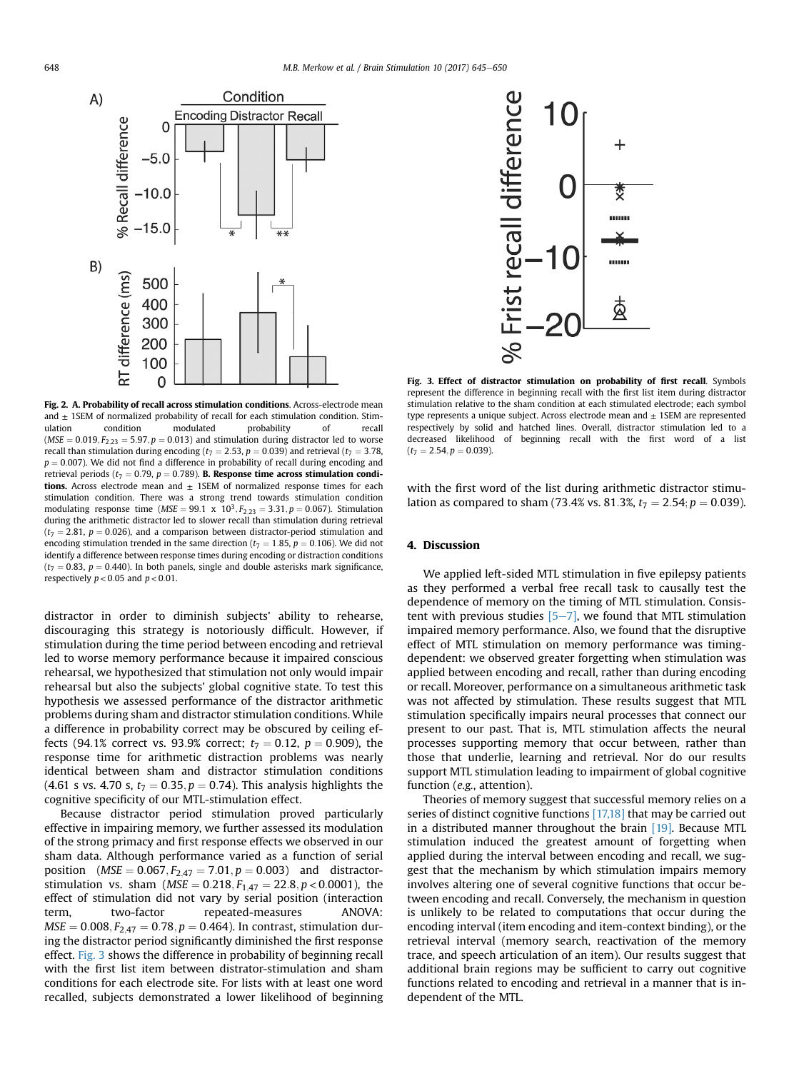**Fig. 2. A. Probability of recall across stimulation conditions**. Across-electrode mean and ± 1SEM of normalized probability of recall for each stimulation condition. Stimulation condition modulated probability of recall ($MSE = 0.019, F_{2,23} = 5.97, p = 0.013$) and stimulation during distractor led to worse recall than stimulation during encoding ($t_7 = 2.53, p = 0.039$) and retrieval ($t_7 = 3.78, p = 0.007$). We did not find a difference in probability of recall during encoding and retrieval periods ($t_7 = 0.79, p = 0.789$). **B. Response time across stimulation conditions.** Across electrode mean and ± 1SEM of normalized response times for each stimulation condition. There was a strong trend towards stimulation condition modulating response time ($MSE = 99.1 \times 10^3, F_{2,23} = 3.31, p = 0.067$). Stimulation during the arithmetic distractor led to slower recall than stimulation during retrieval ($t_7 = 2.81, p = 0.026$), and a comparison between distractor-period stimulation and encoding stimulation trended in the same direction ($t_7 = 1.85, p = 0.106$). We did not identify a difference between response times during encoding or distraction conditions ($t_7 = 0.83, p = 0.440$). In both panels, single and double asterisks mark significance, respectively $p < 0.05$ and $p < 0.01$.

distractor in order to diminish subjects' ability to rehearse, discouraging this strategy is notoriously difficult. However, if stimulation during the time period between encoding and retrieval led to worse memory performance because it impaired conscious rehearsal, we hypothesized that stimulation not only would impair rehearsal but also the subjects' global cognitive state. To test this hypothesis we assessed performance of the distractor arithmetic problems during sham and distractor stimulation conditions. While a difference in probability correct may be obscured by ceiling effects (94.1% correct vs. 93.9% correct; $t_7 = 0.12$, $p = 0.909$), the response time for arithmetic distraction problems was nearly identical between sham and distractor stimulation conditions (4.61 s vs. 4.70 s, $t_7 = 0.35, p = 0.74$). This analysis highlights the cognitive specificity of our MTL-stimulation effect.

Because distractor period stimulation proved particularly effective in impairing memory, we further assessed its modulation of the strong primacy and first response effects we observed in our sham data. Although performance varied as a function of serial position ($MSE = 0.067, F_{2,47} = 7.01, p = 0.003$) and distractor-stimulation vs. sham ($MSE = 0.218, F_{1,47} = 22.8, p < 0.0001$), the effect of stimulation did not vary by serial position (interaction term, two-factor repeated-measures ANOVA: $MSE = 0.008, F_{2,47} = 0.78, p = 0.464$). In contrast, stimulation during the distractor period significantly diminished the first response effect. Fig. 3 shows the difference in probability of beginning recall with the first list item between distrator-stimulation and sham conditions for each electrode site. For lists with at least one word recalled, subjects demonstrated a lower likelihood of beginning

**Fig. 3. Effect of distractor stimulation on probability of first recall**. Symbols represent the difference in beginning recall with the first list item during distractor stimulation relative to the sham condition at each stimulated electrode; each symbol type represents a unique subject. Across electrode mean and ± 1SEM are represented respectively by solid and hatched lines. Overall, distractor stimulation led to a decreased likelihood of beginning recall with the first word of a list ($t_7 = 2.54, p = 0.039$).

with the first word of the list during arithmetic distractor stimulation as compared to sham (73.4% vs. 81.3%, $t_7 = 2.54; p = 0.039$).

## 4. Discussion

We applied left-sided MTL stimulation in five epilepsy patients as they performed a verbal free recall task to causally test the dependence of memory on the timing of MTL stimulation. Consistent with previous studies [5–7], we found that MTL stimulation impaired memory performance. Also, we found that the disruptive effect of MTL stimulation on memory performance was timing-dependent: we observed greater forgetting when stimulation was applied between encoding and recall, rather than during encoding or recall. Moreover, performance on a simultaneous arithmetic task was not affected by stimulation. These results suggest that MTL stimulation specifically impairs neural processes that connect our present to our past. That is, MTL stimulation affects the neural processes supporting memory that occur between, rather than those that underlie, learning and retrieval. Nor do our results support MTL stimulation leading to impairment of global cognitive function (*e.g.*, attention).

Theories of memory suggest that successful memory relies on a series of distinct cognitive functions [17,18] that may be carried out in a distributed manner throughout the brain [19]. Because MTL stimulation induced the greatest amount of forgetting when applied during the interval between encoding and recall, we suggest that the mechanism by which stimulation impairs memory involves altering one of several cognitive functions that occur between encoding and recall. Conversely, the mechanism in question is unlikely to be related to computations that occur during the encoding interval (item encoding and item-context binding), or the retrieval interval (memory search, reactivation of the memory trace, and speech articulation of an item). Our results suggest that additional brain regions may be sufficient to carry out cognitive functions related to encoding and retrieval in a manner that is independent of the MTL.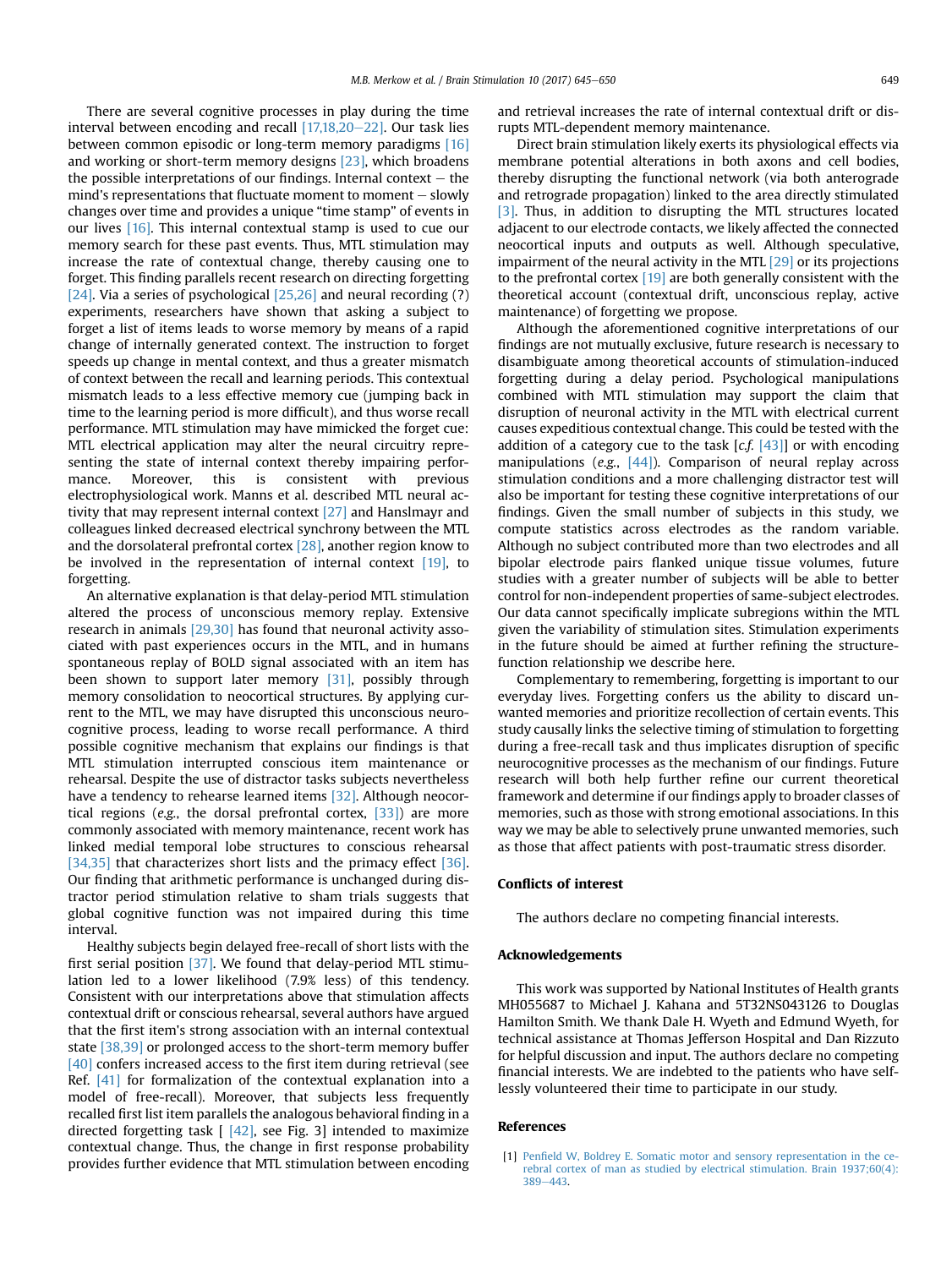There are several cognitive processes in play during the time interval between encoding and recall [17,18,20–22]. Our task lies between common episodic or long-term memory paradigms [16] and working or short-term memory designs [23], which broadens the possible interpretations of our findings. Internal context – the mind's representations that fluctuate moment to moment – slowly changes over time and provides a unique "time stamp" of events in our lives [16]. This internal contextual stamp is used to cue our memory search for these past events. Thus, MTL stimulation may increase the rate of contextual change, thereby causing one to forget. This finding parallels recent research on directing forgetting [24]. Via a series of psychological [25,26] and neural recording (?) experiments, researchers have shown that asking a subject to forget a list of items leads to worse memory by means of a rapid change of internally generated context. The instruction to forget speeds up change in mental context, and thus a greater mismatch of context between the recall and learning periods. This contextual mismatch leads to a less effective memory cue (jumping back in time to the learning period is more difficult), and thus worse recall performance. MTL stimulation may have mimicked the forget cue: MTL electrical application may alter the neural circuitry representing the state of internal context thereby impairing performance. Moreover, this is consistent with previous electrophysiological work. Manns et al. described MTL neural activity that may represent internal context [27] and Hanslmayr and colleagues linked decreased electrical synchrony between the MTL and the dorsolateral prefrontal cortex [28], another region know to be involved in the representation of internal context [19], to forgetting.

An alternative explanation is that delay-period MTL stimulation altered the process of unconscious memory replay. Extensive research in animals [29,30] has found that neuronal activity associated with past experiences occurs in the MTL, and in humans spontaneous replay of BOLD signal associated with an item has been shown to support later memory [31], possibly through memory consolidation to neocortical structures. By applying current to the MTL, we may have disrupted this unconscious neurocognitive process, leading to worse recall performance. A third possible cognitive mechanism that explains our findings is that MTL stimulation interrupted conscious item maintenance or rehearsal. Despite the use of distractor tasks subjects nevertheless have a tendency to rehearse learned items [32]. Although neocortical regions (*e.g.*, the dorsal prefrontal cortex, [33]) are more commonly associated with memory maintenance, recent work has linked medial temporal lobe structures to conscious rehearsal [34,35] that characterizes short lists and the primacy effect [36]. Our finding that arithmetic performance is unchanged during distractor period stimulation relative to sham trials suggests that global cognitive function was not impaired during this time interval.

Healthy subjects begin delayed free-recall of short lists with the first serial position [37]. We found that delay-period MTL stimulation led to a lower likelihood (7.9% less) of this tendency. Consistent with our interpretations above that stimulation affects contextual drift or conscious rehearsal, several authors have argued that the first item's strong association with an internal contextual state [38,39] or prolonged access to the short-term memory buffer [40] confers increased access to the first item during retrieval (see Ref. [41] for formalization of the contextual explanation into a model of free-recall). Moreover, that subjects less frequently recalled first list item parallels the analogous behavioral finding in a directed forgetting task [ [42], see Fig. 3] intended to maximize contextual change. Thus, the change in first response probability provides further evidence that MTL stimulation between encoding and retrieval increases the rate of internal contextual drift or disrupts MTL-dependent memory maintenance.

Direct brain stimulation likely exerts its physiological effects via membrane potential alterations in both axons and cell bodies, thereby disrupting the functional network (via both anterograde and retrograde propagation) linked to the area directly stimulated [3]. Thus, in addition to disrupting the MTL structures located adjacent to our electrode contacts, we likely affected the connected neocortical inputs and outputs as well. Although speculative, impairment of the neural activity in the MTL [29] or its projections to the prefrontal cortex [19] are both generally consistent with the theoretical account (contextual drift, unconscious replay, active maintenance) of forgetting we propose.

Although the aforementioned cognitive interpretations of our findings are not mutually exclusive, future research is necessary to disambiguate among theoretical accounts of stimulation-induced forgetting during a delay period. Psychological manipulations combined with MTL stimulation may support the claim that disruption of neuronal activity in the MTL with electrical current causes expeditious contextual change. This could be tested with the addition of a category cue to the task [*c.f.* [43]] or with encoding manipulations (*e.g.*, [44]). Comparison of neural replay across stimulation conditions and a more challenging distractor test will also be important for testing these cognitive interpretations of our findings. Given the small number of subjects in this study, we compute statistics across electrodes as the random variable. Although no subject contributed more than two electrodes and all bipolar electrode pairs flanked unique tissue volumes, future studies with a greater number of subjects will be able to better control for non-independent properties of same-subject electrodes. Our data cannot specifically implicate subregions within the MTL given the variability of stimulation sites. Stimulation experiments in the future should be aimed at further refining the structure-function relationship we describe here.

Complementary to remembering, forgetting is important to our everyday lives. Forgetting confers us the ability to discard unwanted memories and prioritize recollection of certain events. This study causally links the selective timing of stimulation to forgetting during a free-recall task and thus implicates disruption of specific neurocognitive processes as the mechanism of our findings. Future research will both help further refine our current theoretical framework and determine if our findings apply to broader classes of memories, such as those with strong emotional associations. In this way we may be able to selectively prune unwanted memories, such as those that affect patients with post-traumatic stress disorder.

## Conflicts of interest

The authors declare no competing financial interests.

## Acknowledgements

This work was supported by National Institutes of Health grants MH055687 to Michael J. Kahana and 5T32NS043126 to Douglas Hamilton Smith. We thank Dale H. Wyeth and Edmund Wyeth, for technical assistance at Thomas Jefferson Hospital and Dan Rizzuto for helpful discussion and input. The authors declare no competing financial interests. We are indebted to the patients who have selflessly volunteered their time to participate in our study.

## References

[1] Penfield W, Boldrey E. Somatic motor and sensory representation in the cerebral cortex of man as studied by electrical stimulation. Brain 1937;60(4):389–443.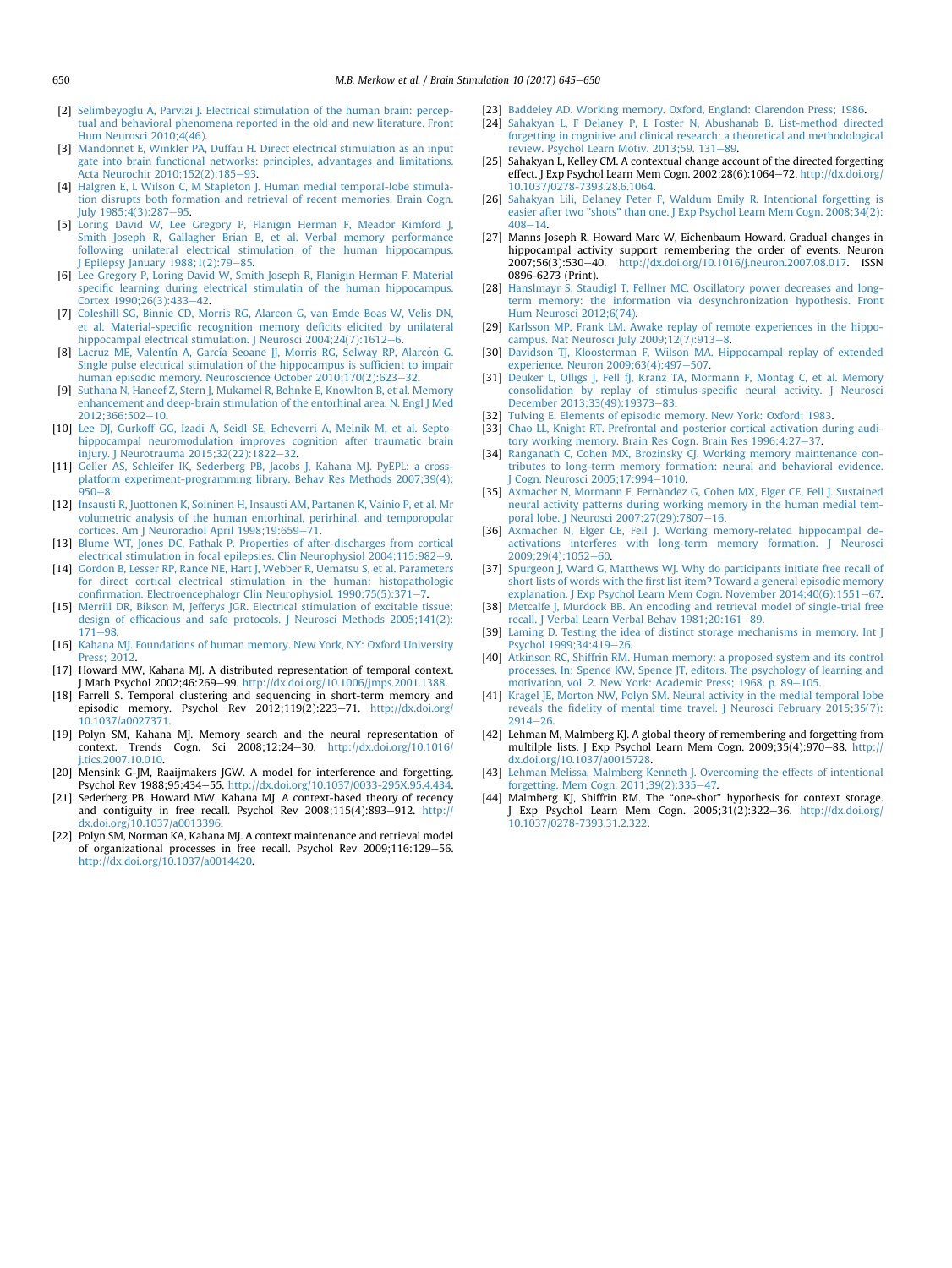[2] Selimbeyoglu A, Parvizi J. Electrical stimulation of the human brain: perceptual and behavioral phenomena reported in the old and new literature. Front Hum Neurosci 2010;4(46).

[3] Mandonnet E, Winkler PA, Duffau H. Direct electrical stimulation as an input gate into brain functional networks: principles, advantages and limitations. Acta Neurochir 2010;152(2):185–93.

[4] Halgren E, L Wilson C, M Stapleton J. Human medial temporal-lobe stimulation disrupts both formation and retrieval of recent memories. Brain Cogn. July 1985;4(3):287–95.

[5] Loring David W, Lee Gregory P, Flanigin Herman F, Meador Kimford J, Smith Joseph R, Gallagher Brian B, et al. Verbal memory performance following unilateral electrical stimulation of the human hippocampus. J Epilepsy January 1988;1(2):79–85.

[6] Lee Gregory P, Loring David W, Smith Joseph R, Flanigin Herman F. Material specific learning during electrical stimulatin of the human hippocampus. Cortex 1990;26(3):433–42.

[7] Coleshill SG, Binnie CD, Morris RG, Alarcon G, van Emde Boas W, Velis DN, et al. Material-specific recognition memory deficits elicited by unilateral hippocampal electrical stimulation. J Neurosci 2004;24(7):1612–6.

[8] Lacruz ME, Valentín A, García Seoane JJ, Morris RG, Selway RP, Alarcón G. Single pulse electrical stimulation of the hippocampus is sufficient to impair human episodic memory. Neuroscience October 2010;170(2):623–32.

[9] Suthana N, Haneef Z, Stern J, Mukamel R, Behnke E, Knowlton B, et al. Memory enhancement and deep-brain stimulation of the entorhinal area. N Engl J Med 2012;366:502–10.

[10] Lee DJ, Gurkoff GG, Izadi A, Seidl SE, Echeverri A, Melnik M, et al. Septo-hippocampal neuromodulation improves cognition after traumatic brain injury. J Neurotrauma 2015;32(22):1822–32.

[11] Geller AS, Schleifer IK, Sederberg PB, Jacobs J, Kahana MJ. PyEPL: a cross-platform experiment-programming library. Behav Res Methods 2007;39(4):950–8.

[12] Insausti R, Juottonen K, Soininen H, Insausti AM, Partanen K, Vainio P, et al. Mr volumetric analysis of the human entorhinal, perirhinal, and temporopolar cortices. Am J Neuroradiol April 1998;19:659–71.

[13] Blume WT, Jones DC, Pathak P. Properties of after-discharges from cortical electrical stimulation in focal epilepsies. Clin Neurophysiol 2004;115:982–9.

[14] Gordon B, Lesser RP, Rance NE, Hart J, Webber R, Uematsu S, et al. Parameters for direct cortical electrical stimulation in the human: histopathologic confirmation. Electroencephalogr Clin Neurophysiol. 1990;75(5):371–7.

[15] Merrill DR, Bikson M, Jefferys JGR. Electrical stimulation of excitable tissue: design of efficacious and safe protocols. J Neurosci Methods 2005;141(2):171–98.

[16] Kahana MJ. Foundations of human memory. New York, NY: Oxford University Press; 2012.

[17] Howard MW, Kahana MJ. A distributed representation of temporal context. J Math Psychol 2002;46:269–99. http://dx.doi.org/10.1006/jmps.2001.1388.

[18] Farrell S. Temporal clustering and sequencing in short-term memory and episodic memory. Psychol Rev 2012;119(2):223–71. http://dx.doi.org/10.1037/a0027371.

[19] Polyn SM, Kahana MJ. Memory search and the neural representation of context. Trends Cogn. Sci 2008;12:24–30. http://dx.doi.org/10.1016/j.tics.2007.10.010.

[20] Mensink G-JM, Raaijmakers JGW. A model for interference and forgetting. Psychol Rev 1988;95:434–55. http://dx.doi.org/10.1037/0033-295X.95.4.434.

[21] Sederberg PB, Howard MW, Kahana MJ. A context-based theory of recency and contiguity in free recall. Psychol Rev 2008;115(4):893–912. http://dx.doi.org/10.1037/a0013396.

[22] Polyn SM, Norman KA, Kahana MJ. A context maintenance and retrieval model of organizational processes in free recall. Psychol Rev 2009;116:129–56. http://dx.doi.org/10.1037/a0014420.

[23] Baddeley AD. Working memory. Oxford, England: Clarendon Press; 1986.

[24] Sahakyan L, F Delaney P, L Foster N, Abushanab B. List-method directed forgetting in cognitive and clinical research: a theoretical and methodological review. Psychol Learn Motiv. 2013;59. 131–89.

[25] Sahakyan L, Kelley CM. A contextual change account of the directed forgetting effect. J Exp Psychol Learn Mem Cogn. 2002;28(6):1064–72. http://dx.doi.org/10.1037/0278-7393.28.6.1064.

[26] Sahakyan Lili, Delaney Peter F, Waldum Emily R. Intentional forgetting is easier after two "shots" than one. J Exp Psychol Learn Mem Cogn. 2008;34(2):408–14.

[27] Manns Joseph R, Howard Marc W, Eichenbaum Howard. Gradual changes in hippocampal activity support remembering the order of events. Neuron 2007;56(3):530–40. http://dx.doi.org/10.1016/j.neuron.2007.08.017. ISSN 0896-6273 (Print).

[28] Hanslmayr S, Staudigl T, Fellner MC. Oscillatory power decreases and long-term memory: the information via desynchronization hypothesis. Front Hum Neurosci 2012;6(74).

[29] Karlsson MP, Frank LM. Awake replay of remote experiences in the hippocampus. Nat Neurosci July 2009;12(7):913–8.

[30] Davidson TJ, Kloosterman F, Wilson MA. Hippocampal replay of extended experience. Neuron 2009;63(4):497–507.

[31] Deuker L, Olligs J, Fell fJ, Kranz TA, Mormann F, Montag C, et al. Memory consolidation by replay of stimulus-specific neural activity. J Neurosci December 2013;33(49):19373–83.

[32] Tulving E. Elements of episodic memory. New York: Oxford; 1983.

[33] Chao LL, Knight RT. Prefrontal and posterior cortical activation during auditory working memory. Brain Res Cogn. Brain Res 1996;4:27–37.

[34] Ranganath C, Cohen MX, Brozinsky CJ. Working memory maintenance contributes to long-term memory formation: neural and behavioral evidence. J Cogn. Neurosci 2005;17:994–1010.

[35] Axmacher N, Mormann F, Fernàndez G, Cohen MX, Elger CE, Fell J. Sustained neural activity patterns during working memory in the human medial temporal lobe. J Neurosci 2007;27(29):7807–16.

[36] Axmacher N, Elger CE, Fell J. Working memory-related hippocampal deactivations interferes with long-term memory formation. J Neurosci 2009;29(4):1052–60.

[37] Spurgeon J, Ward G, Matthews WJ. Why do participants initiate free recall of short lists of words with the first list item? Toward a general episodic memory explanation. J Exp Psychol Learn Mem Cogn. November 2014;40(6):1551–67.

[38] Metcalfe J, Murdock BB. An encoding and retrieval model of single-trial free recall. J Verbal Learn Verbal Behav 1981;20:161–89.

[39] Laming D. Testing the idea of distinct storage mechanisms in memory. Int J Psychol 1999;34:419–26.

[40] Atkinson RC, Shiffrin RM. Human memory: a proposed system and its control processes. In: Spence KW, Spence JT, editors. The psychology of learning and motivation, vol. 2. New York: Academic Press; 1968. p. 89–105.

[41] Kragel JE, Morton NW, Polyn SM. Neural activity in the medial temporal lobe reveals the fidelity of mental time travel. J Neurosci February 2015;35(7):2914–26.

[42] Lehman M, Malmberg KJ. A global theory of remembering and forgetting from multilple lists. J Exp Psychol Learn Mem Cogn. 2009;35(4):970–88. http://dx.doi.org/10.1037/a0015728.

[43] Lehman Melissa, Malmberg Kenneth J. Overcoming the effects of intentional forgetting. Mem Cogn. 2011;39(2):335–47.

[44] Malmberg KJ, Shiffrin RM. The "one-shot" hypothesis for context storage. J Exp Psychol Learn Mem Cogn. 2005;31(2):322–36. http://dx.doi.org/10.1037/0278-7393.31.2.322.